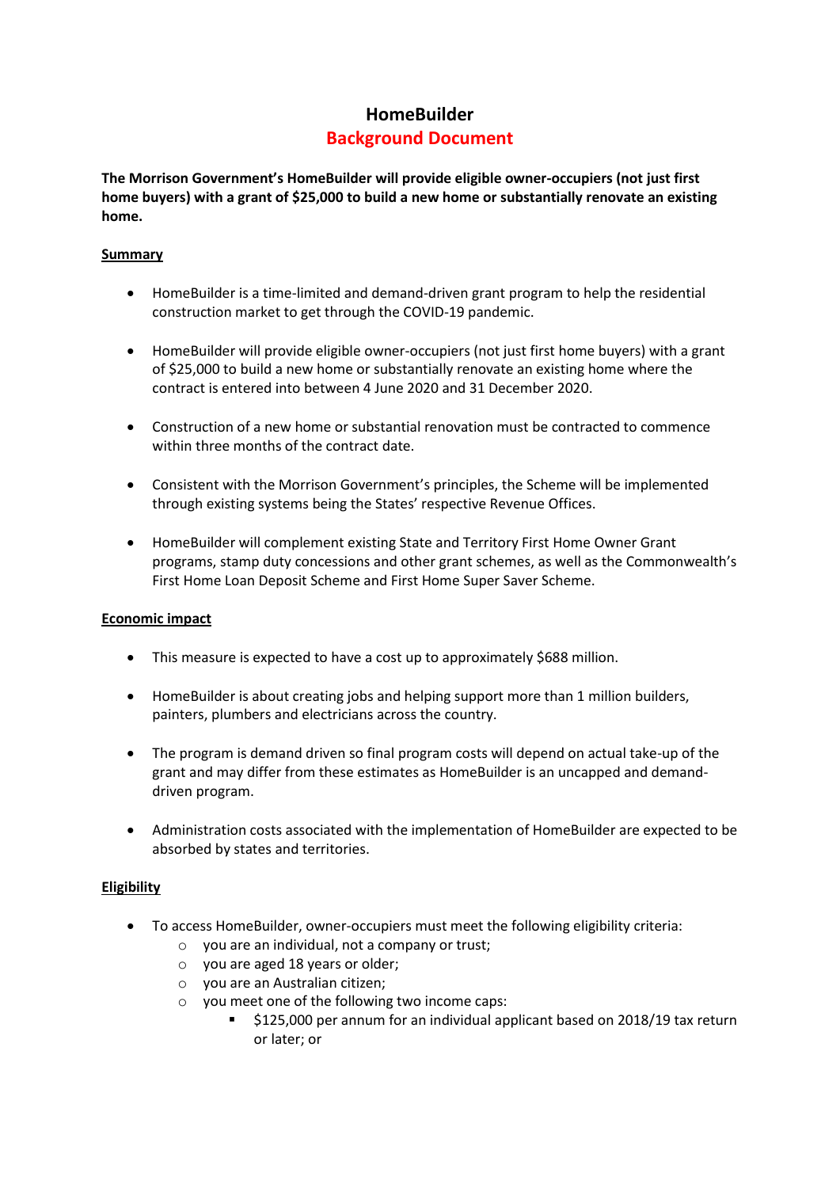# HomeBuilder

## Background Document

**The Morrison Government's HomeBuilder will provide eligible owner-occupiers (not just first home buyers) with a grant of $25,000 to build a new home or substantially renovate an existing home.**

### Summary

- HomeBuilder is a time-limited and demand-driven grant program to help the residential construction market to get through the COVID-19 pandemic.
- HomeBuilder will provide eligible owner-occupiers (not just first home buyers) with a grant of $25,000 to build a new home or substantially renovate an existing home where the contract is entered into between 4 June 2020 and 31 December 2020.
- Construction of a new home or substantial renovation must be contracted to commence within three months of the contract date.
- Consistent with the Morrison Government's principles, the Scheme will be implemented through existing systems being the States' respective Revenue Offices.
- HomeBuilder will complement existing State and Territory First Home Owner Grant programs, stamp duty concessions and other grant schemes, as well as the Commonwealth's First Home Loan Deposit Scheme and First Home Super Saver Scheme.

### Economic impact

- This measure is expected to have a cost up to approximately $688 million.
- HomeBuilder is about creating jobs and helping support more than 1 million builders, painters, plumbers and electricians across the country.
- The program is demand driven so final program costs will depend on actual take-up of the grant and may differ from these estimates as HomeBuilder is an uncapped and demand-driven program.
- Administration costs associated with the implementation of HomeBuilder are expected to be absorbed by states and territories.

### Eligibility

- To access HomeBuilder, owner-occupiers must meet the following eligibility criteria:
  - you are an individual, not a company or trust;
  - you are aged 18 years or older;
  - you are an Australian citizen;
  - you meet one of the following two income caps:
    - $125,000 per annum for an individual applicant based on 2018/19 tax return or later; or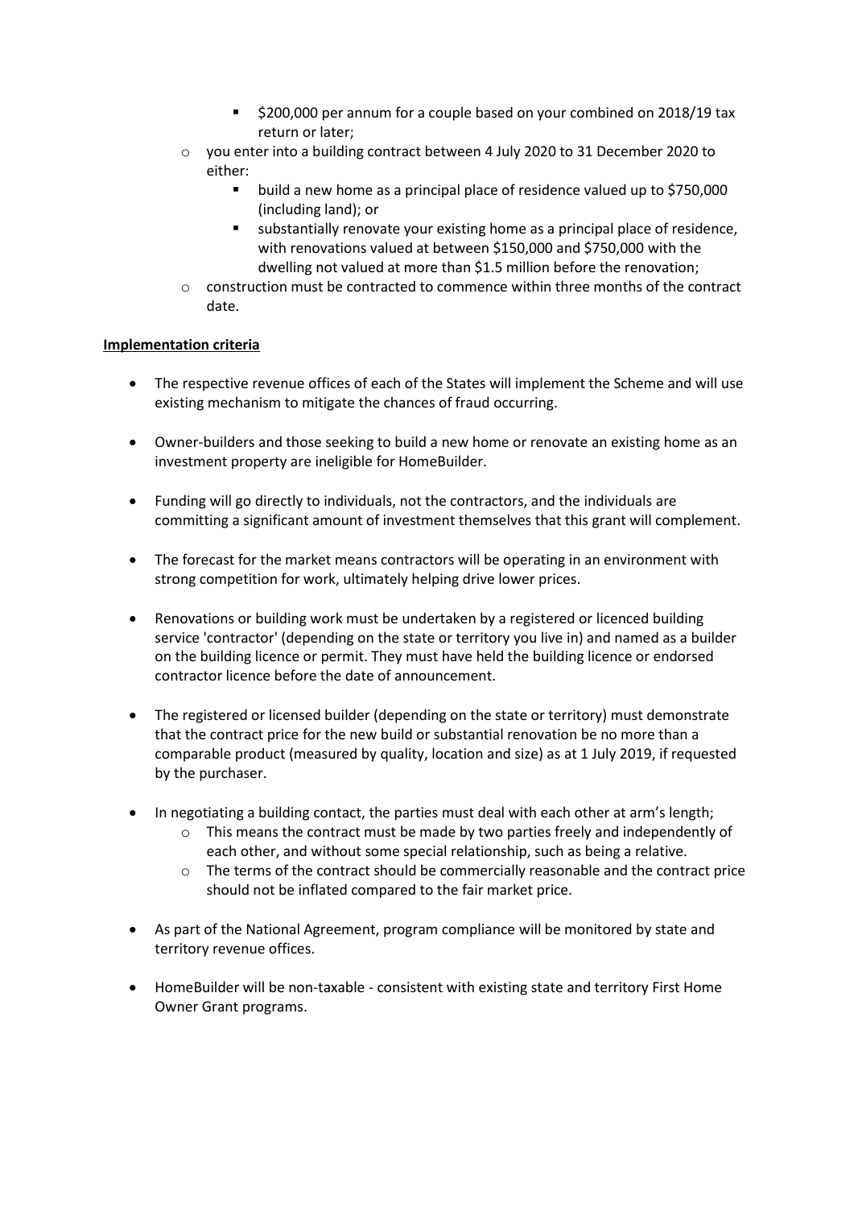- $200,000 per annum for a couple based on your combined on 2018/19 tax return or later;
    - you enter into a building contract between 4 July 2020 to 31 December 2020 to either:
        - build a new home as a principal place of residence valued up to $750,000 (including land); or
        - substantially renovate your existing home as a principal place of residence, with renovations valued at between $150,000 and $750,000 with the dwelling not valued at more than $1.5 million before the renovation;
    - construction must be contracted to commence within three months of the contract date.

**<u>Implementation criteria</u>**

- The respective revenue offices of each of the States will implement the Scheme and will use existing mechanism to mitigate the chances of fraud occurring.

- Owner-builders and those seeking to build a new home or renovate an existing home as an investment property are ineligible for HomeBuilder.

- Funding will go directly to individuals, not the contractors, and the individuals are committing a significant amount of investment themselves that this grant will complement.

- The forecast for the market means contractors will be operating in an environment with strong competition for work, ultimately helping drive lower prices.

- Renovations or building work must be undertaken by a registered or licenced building service 'contractor' (depending on the state or territory you live in) and named as a builder on the building licence or permit. They must have held the building licence or endorsed contractor licence before the date of announcement.

- The registered or licensed builder (depending on the state or territory) must demonstrate that the contract price for the new build or substantial renovation be no more than a comparable product (measured by quality, location and size) as at 1 July 2019, if requested by the purchaser.

- In negotiating a building contact, the parties must deal with each other at arm's length;
    - This means the contract must be made by two parties freely and independently of each other, and without some special relationship, such as being a relative.
    - The terms of the contract should be commercially reasonable and the contract price should not be inflated compared to the fair market price.

- As part of the National Agreement, program compliance will be monitored by state and territory revenue offices.

- HomeBuilder will be non-taxable - consistent with existing state and territory First Home Owner Grant programs.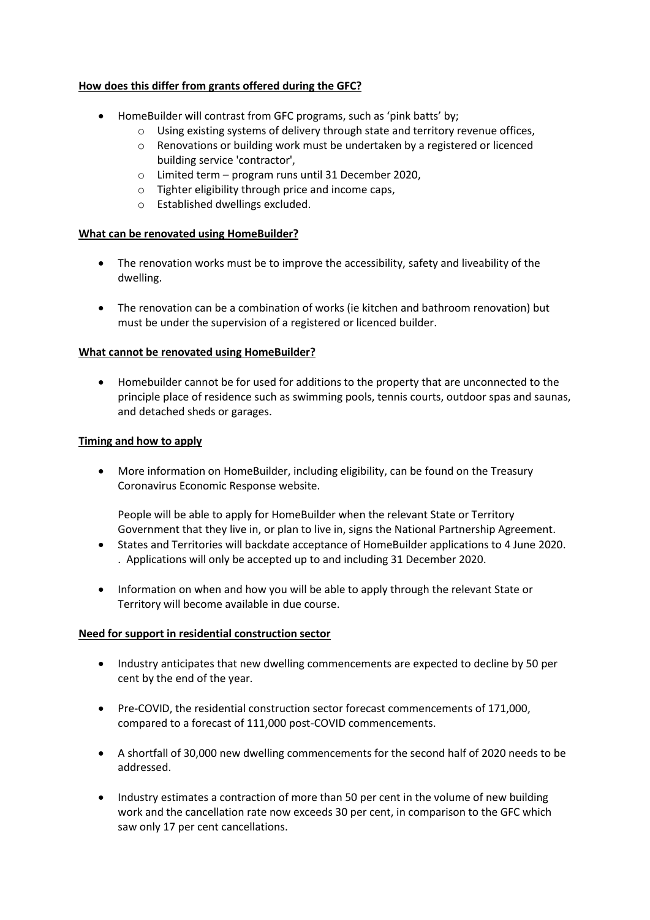**How does this differ from grants offered during the GFC?**

- HomeBuilder will contrast from GFC programs, such as 'pink batts' by;
  - Using existing systems of delivery through state and territory revenue offices,
  - Renovations or building work must be undertaken by a registered or licenced building service 'contractor',
  - Limited term – program runs until 31 December 2020,
  - Tighter eligibility through price and income caps,
  - Established dwellings excluded.

**What can be renovated using HomeBuilder?**

- The renovation works must be to improve the accessibility, safety and liveability of the dwelling.

- The renovation can be a combination of works (ie kitchen and bathroom renovation) but must be under the supervision of a registered or licenced builder.

**What cannot be renovated using HomeBuilder?**

- Homebuilder cannot be for used for additions to the property that are unconnected to the principle place of residence such as swimming pools, tennis courts, outdoor spas and saunas, and detached sheds or garages.

**Timing and how to apply**

- More information on HomeBuilder, including eligibility, can be found on the Treasury Coronavirus Economic Response website.

  People will be able to apply for HomeBuilder when the relevant State or Territory Government that they live in, or plan to live in, signs the National Partnership Agreement.
- States and Territories will backdate acceptance of HomeBuilder applications to 4 June 2020. . Applications will only be accepted up to and including 31 December 2020.

- Information on when and how you will be able to apply through the relevant State or Territory will become available in due course.

**Need for support in residential construction sector**

- Industry anticipates that new dwelling commencements are expected to decline by 50 per cent by the end of the year.

- Pre-COVID, the residential construction sector forecast commencements of 171,000, compared to a forecast of 111,000 post-COVID commencements.

- A shortfall of 30,000 new dwelling commencements for the second half of 2020 needs to be addressed.

- Industry estimates a contraction of more than 50 per cent in the volume of new building work and the cancellation rate now exceeds 30 per cent, in comparison to the GFC which saw only 17 per cent cancellations.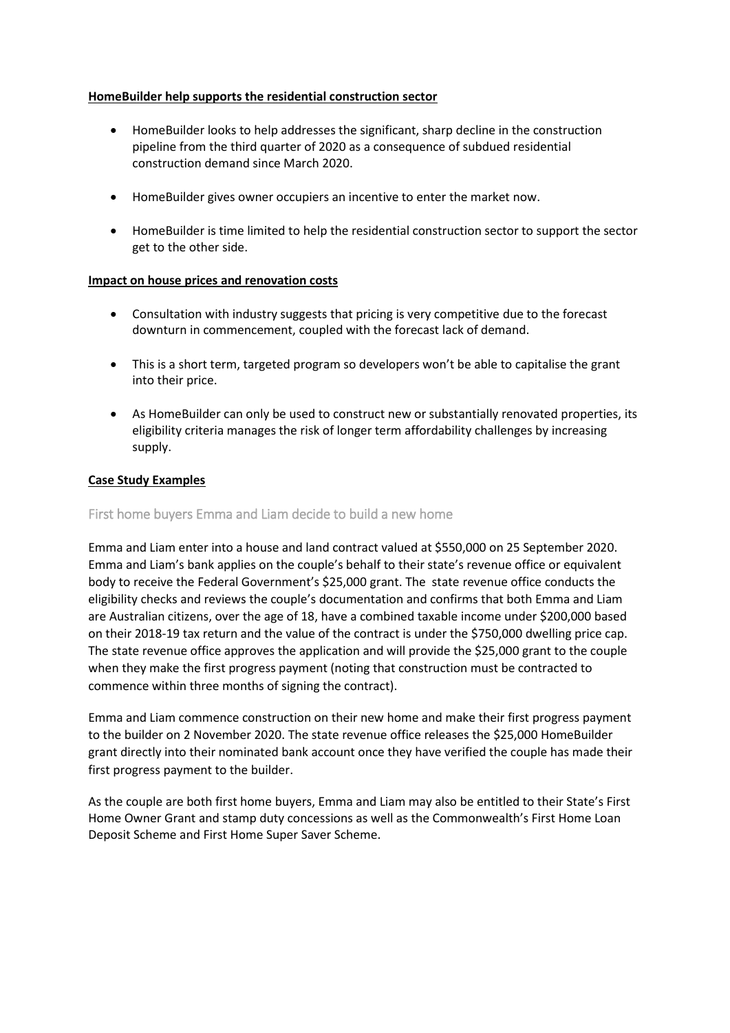**HomeBuilder help supports the residential construction sector**

- HomeBuilder looks to help addresses the significant, sharp decline in the construction pipeline from the third quarter of 2020 as a consequence of subdued residential construction demand since March 2020.
- HomeBuilder gives owner occupiers an incentive to enter the market now.
- HomeBuilder is time limited to help the residential construction sector to support the sector get to the other side.

**Impact on house prices and renovation costs**

- Consultation with industry suggests that pricing is very competitive due to the forecast downturn in commencement, coupled with the forecast lack of demand.
- This is a short term, targeted program so developers won't be able to capitalise the grant into their price.
- As HomeBuilder can only be used to construct new or substantially renovated properties, its eligibility criteria manages the risk of longer term affordability challenges by increasing supply.

**Case Study Examples**

### First home buyers Emma and Liam decide to build a new home

Emma and Liam enter into a house and land contract valued at $550,000 on 25 September 2020. Emma and Liam's bank applies on the couple's behalf to their state's revenue office or equivalent body to receive the Federal Government's $25,000 grant. The state revenue office conducts the eligibility checks and reviews the couple's documentation and confirms that both Emma and Liam are Australian citizens, over the age of 18, have a combined taxable income under $200,000 based on their 2018-19 tax return and the value of the contract is under the $750,000 dwelling price cap. The state revenue office approves the application and will provide the $25,000 grant to the couple when they make the first progress payment (noting that construction must be contracted to commence within three months of signing the contract).

Emma and Liam commence construction on their new home and make their first progress payment to the builder on 2 November 2020. The state revenue office releases the $25,000 HomeBuilder grant directly into their nominated bank account once they have verified the couple has made their first progress payment to the builder.

As the couple are both first home buyers, Emma and Liam may also be entitled to their State's First Home Owner Grant and stamp duty concessions as well as the Commonwealth's First Home Loan Deposit Scheme and First Home Super Saver Scheme.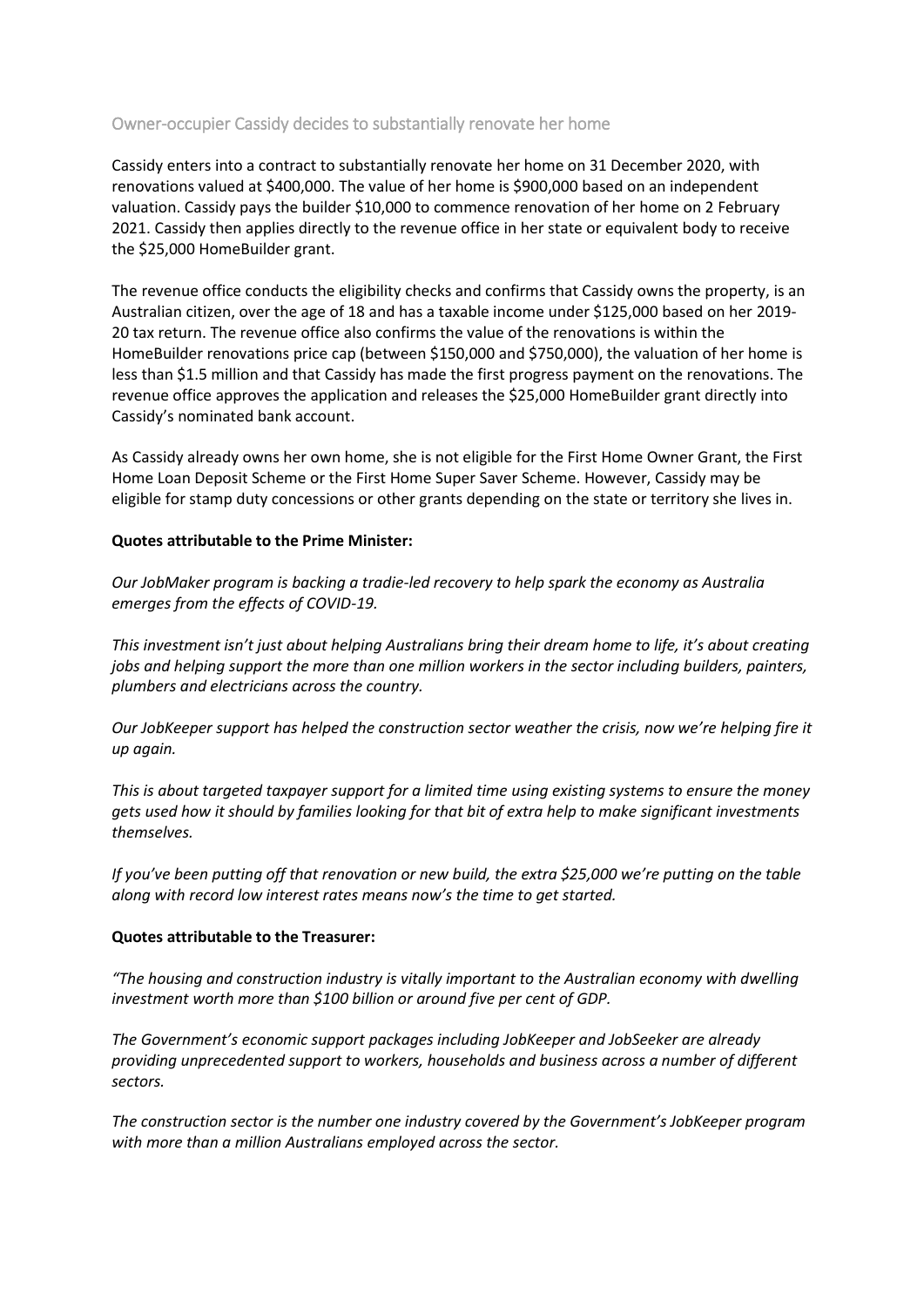## Owner-occupier Cassidy decides to substantially renovate her home

Cassidy enters into a contract to substantially renovate her home on 31 December 2020, with renovations valued at $400,000. The value of her home is $900,000 based on an independent valuation. Cassidy pays the builder $10,000 to commence renovation of her home on 2 February 2021. Cassidy then applies directly to the revenue office in her state or equivalent body to receive the $25,000 HomeBuilder grant.

The revenue office conducts the eligibility checks and confirms that Cassidy owns the property, is an Australian citizen, over the age of 18 and has a taxable income under $125,000 based on her 2019-20 tax return. The revenue office also confirms the value of the renovations is within the HomeBuilder renovations price cap (between $150,000 and $750,000), the valuation of her home is less than $1.5 million and that Cassidy has made the first progress payment on the renovations. The revenue office approves the application and releases the $25,000 HomeBuilder grant directly into Cassidy's nominated bank account.

As Cassidy already owns her own home, she is not eligible for the First Home Owner Grant, the First Home Loan Deposit Scheme or the First Home Super Saver Scheme. However, Cassidy may be eligible for stamp duty concessions or other grants depending on the state or territory she lives in.

**Quotes attributable to the Prime Minister:**

*Our JobMaker program is backing a tradie-led recovery to help spark the economy as Australia emerges from the effects of COVID-19.*

*This investment isn't just about helping Australians bring their dream home to life, it's about creating jobs and helping support the more than one million workers in the sector including builders, painters, plumbers and electricians across the country.*

*Our JobKeeper support has helped the construction sector weather the crisis, now we're helping fire it up again.*

*This is about targeted taxpayer support for a limited time using existing systems to ensure the money gets used how it should by families looking for that bit of extra help to make significant investments themselves.*

*If you've been putting off that renovation or new build, the extra $25,000 we're putting on the table along with record low interest rates means now's the time to get started.*

**Quotes attributable to the Treasurer:**

*"The housing and construction industry is vitally important to the Australian economy with dwelling investment worth more than $100 billion or around five per cent of GDP.*

*The Government's economic support packages including JobKeeper and JobSeeker are already providing unprecedented support to workers, households and business across a number of different sectors.*

*The construction sector is the number one industry covered by the Government's JobKeeper program with more than a million Australians employed across the sector.*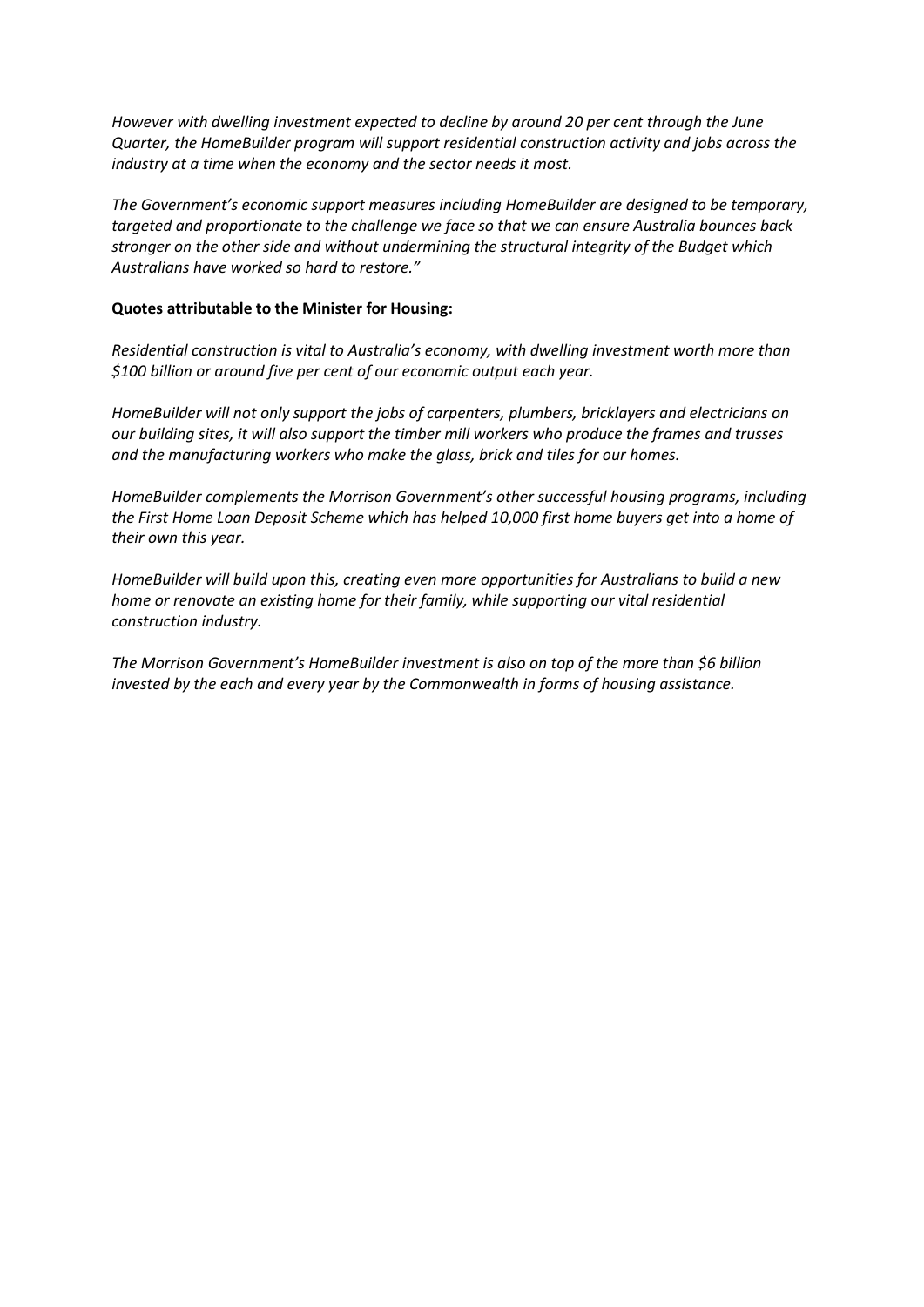*However with dwelling investment expected to decline by around 20 per cent through the June Quarter, the HomeBuilder program will support residential construction activity and jobs across the industry at a time when the economy and the sector needs it most.*

*The Government's economic support measures including HomeBuilder are designed to be temporary, targeted and proportionate to the challenge we face so that we can ensure Australia bounces back stronger on the other side and without undermining the structural integrity of the Budget which Australians have worked so hard to restore."*

**Quotes attributable to the Minister for Housing:**

*Residential construction is vital to Australia's economy, with dwelling investment worth more than $100 billion or around five per cent of our economic output each year.*

*HomeBuilder will not only support the jobs of carpenters, plumbers, bricklayers and electricians on our building sites, it will also support the timber mill workers who produce the frames and trusses and the manufacturing workers who make the glass, brick and tiles for our homes.*

*HomeBuilder complements the Morrison Government's other successful housing programs, including the First Home Loan Deposit Scheme which has helped 10,000 first home buyers get into a home of their own this year.*

*HomeBuilder will build upon this, creating even more opportunities for Australians to build a new home or renovate an existing home for their family, while supporting our vital residential construction industry.*

*The Morrison Government's HomeBuilder investment is also on top of the more than $6 billion invested by the each and every year by the Commonwealth in forms of housing assistance.*